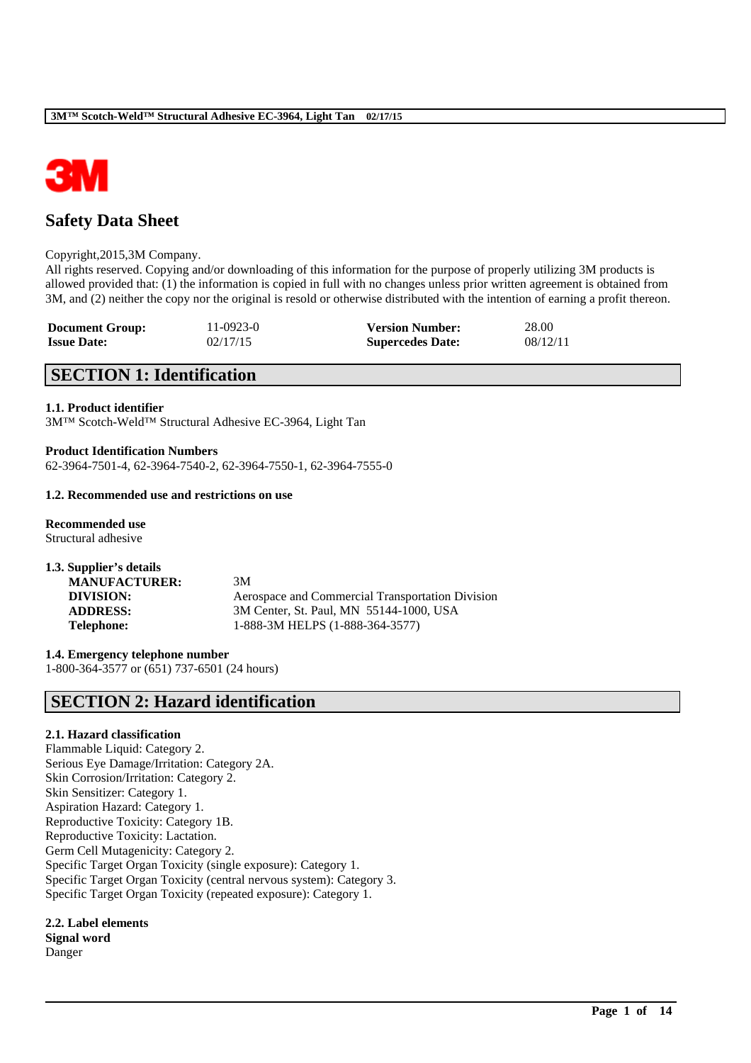# Safety Data Sheet

Copyright,2015,3M Company.
All rights reserved. Copying and/or downloading of this information for the purpose of properly utilizing 3M products is allowed provided that: (1) the information is copied in full with no changes unless prior written agreement is obtained from 3M, and (2) neither the copy nor the original is resold or otherwise distributed with the intention of earning a profit thereon.

| | | | |
|---|---|---|---|
| **Document Group:** | 11-0923-0 | **Version Number:** | 28.00 |
| **Issue Date:** | 02/17/15 | **Supercedes Date:** | 08/12/11 |

## SECTION 1: Identification

**1.1. Product identifier**
3M™ Scotch-Weld™ Structural Adhesive EC-3964, Light Tan

**Product Identification Numbers**
62-3964-7501-4, 62-3964-7540-2, 62-3964-7550-1, 62-3964-7555-0

**1.2. Recommended use and restrictions on use**

**Recommended use**
Structural adhesive

**1.3. Supplier's details**

| | |
|---|---|
| **MANUFACTURER:** | 3M |
| **DIVISION:** | Aerospace and Commercial Transportation Division |
| **ADDRESS:** | 3M Center, St. Paul, MN 55144-1000, USA |
| **Telephone:** | 1-888-3M HELPS (1-888-364-3577) |

**1.4. Emergency telephone number**
1-800-364-3577 or (651) 737-6501 (24 hours)

## SECTION 2: Hazard identification

**2.1. Hazard classification**
Flammable Liquid: Category 2.
Serious Eye Damage/Irritation: Category 2A.
Skin Corrosion/Irritation: Category 2.
Skin Sensitizer: Category 1.
Aspiration Hazard: Category 1.
Reproductive Toxicity: Category 1B.
Reproductive Toxicity: Lactation.
Germ Cell Mutagenicity: Category 2.
Specific Target Organ Toxicity (single exposure): Category 1.
Specific Target Organ Toxicity (central nervous system): Category 3.
Specific Target Organ Toxicity (repeated exposure): Category 1.

**2.2. Label elements**
**Signal word**
Danger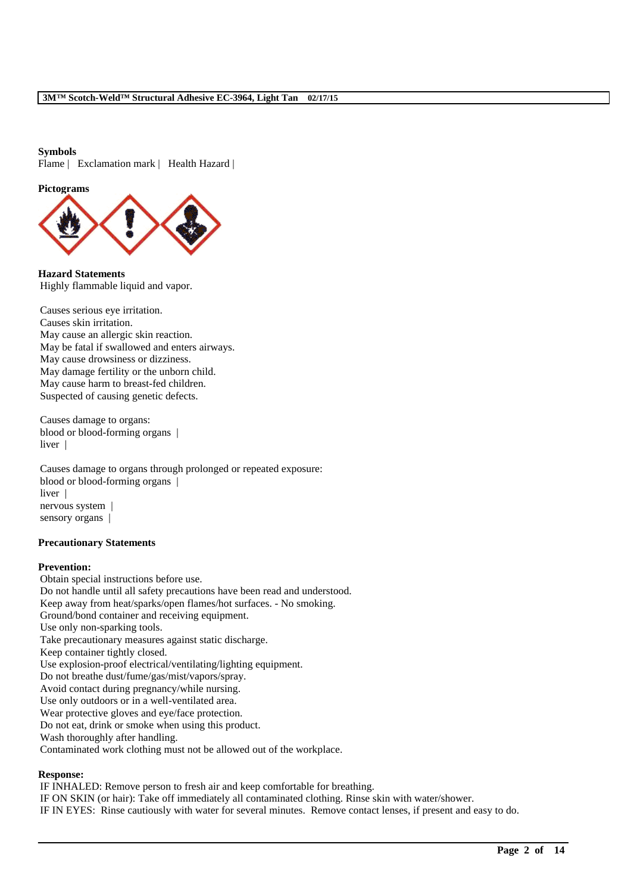**Symbols**

Flame | Exclamation mark | Health Hazard |

**Pictograms**

**Hazard Statements**

Highly flammable liquid and vapor.

Causes serious eye irritation.
Causes skin irritation.
May cause an allergic skin reaction.
May be fatal if swallowed and enters airways.
May cause drowsiness or dizziness.
May damage fertility or the unborn child.
May cause harm to breast-fed children.
Suspected of causing genetic defects.

Causes damage to organs:
blood or blood-forming organs |
liver |

Causes damage to organs through prolonged or repeated exposure:
blood or blood-forming organs |
liver |
nervous system |
sensory organs |

**Precautionary Statements**

**Prevention:**

Obtain special instructions before use.
Do not handle until all safety precautions have been read and understood.
Keep away from heat/sparks/open flames/hot surfaces. - No smoking.
Ground/bond container and receiving equipment.
Use only non-sparking tools.
Take precautionary measures against static discharge.
Keep container tightly closed.
Use explosion-proof electrical/ventilating/lighting equipment.
Do not breathe dust/fume/gas/mist/vapors/spray.
Avoid contact during pregnancy/while nursing.
Use only outdoors or in a well-ventilated area.
Wear protective gloves and eye/face protection.
Do not eat, drink or smoke when using this product.
Wash thoroughly after handling.
Contaminated work clothing must not be allowed out of the workplace.

**Response:**

IF INHALED: Remove person to fresh air and keep comfortable for breathing.
IF ON SKIN (or hair): Take off immediately all contaminated clothing. Rinse skin with water/shower.
IF IN EYES: Rinse cautiously with water for several minutes. Remove contact lenses, if present and easy to do.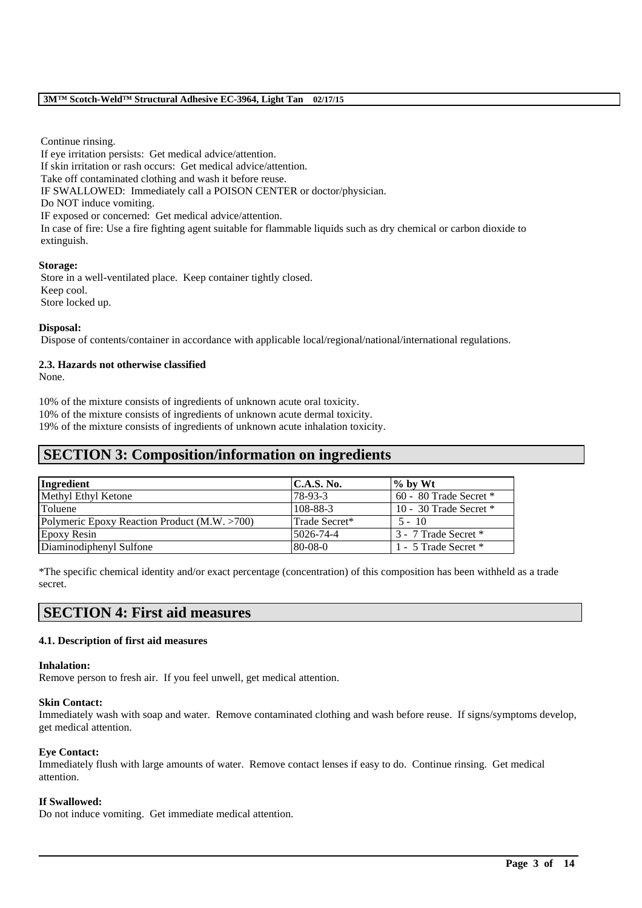Continue rinsing.
If eye irritation persists: Get medical advice/attention.
If skin irritation or rash occurs: Get medical advice/attention.
Take off contaminated clothing and wash it before reuse.
IF SWALLOWED: Immediately call a POISON CENTER or doctor/physician.
Do NOT induce vomiting.
IF exposed or concerned: Get medical advice/attention.
In case of fire: Use a fire fighting agent suitable for flammable liquids such as dry chemical or carbon dioxide to extinguish.

**Storage:**

Store in a well-ventilated place. Keep container tightly closed.
Keep cool.
Store locked up.

**Disposal:**

Dispose of contents/container in accordance with applicable local/regional/national/international regulations.

**2.3. Hazards not otherwise classified**

None.

10% of the mixture consists of ingredients of unknown acute oral toxicity.
10% of the mixture consists of ingredients of unknown acute dermal toxicity.
19% of the mixture consists of ingredients of unknown acute inhalation toxicity.

# SECTION 3: Composition/information on ingredients

| Ingredient | C.A.S. No. | % by Wt |
|---|---|---|
| Methyl Ethyl Ketone | 78-93-3 | 60 - 80 Trade Secret * |
| Toluene | 108-88-3 | 10 - 30 Trade Secret * |
| Polymeric Epoxy Reaction Product (M.W. >700) | Trade Secret* | 5 - 10 |
| Epoxy Resin | 5026-74-4 | 3 - 7 Trade Secret * |
| Diaminodiphenyl Sulfone | 80-08-0 | 1 - 5 Trade Secret * |

*The specific chemical identity and/or exact percentage (concentration) of this composition has been withheld as a trade secret.

# SECTION 4: First aid measures

**4.1. Description of first aid measures**

**Inhalation:**

Remove person to fresh air. If you feel unwell, get medical attention.

**Skin Contact:**

Immediately wash with soap and water. Remove contaminated clothing and wash before reuse. If signs/symptoms develop, get medical attention.

**Eye Contact:**

Immediately flush with large amounts of water. Remove contact lenses if easy to do. Continue rinsing. Get medical attention.

**If Swallowed:**

Do not induce vomiting. Get immediate medical attention.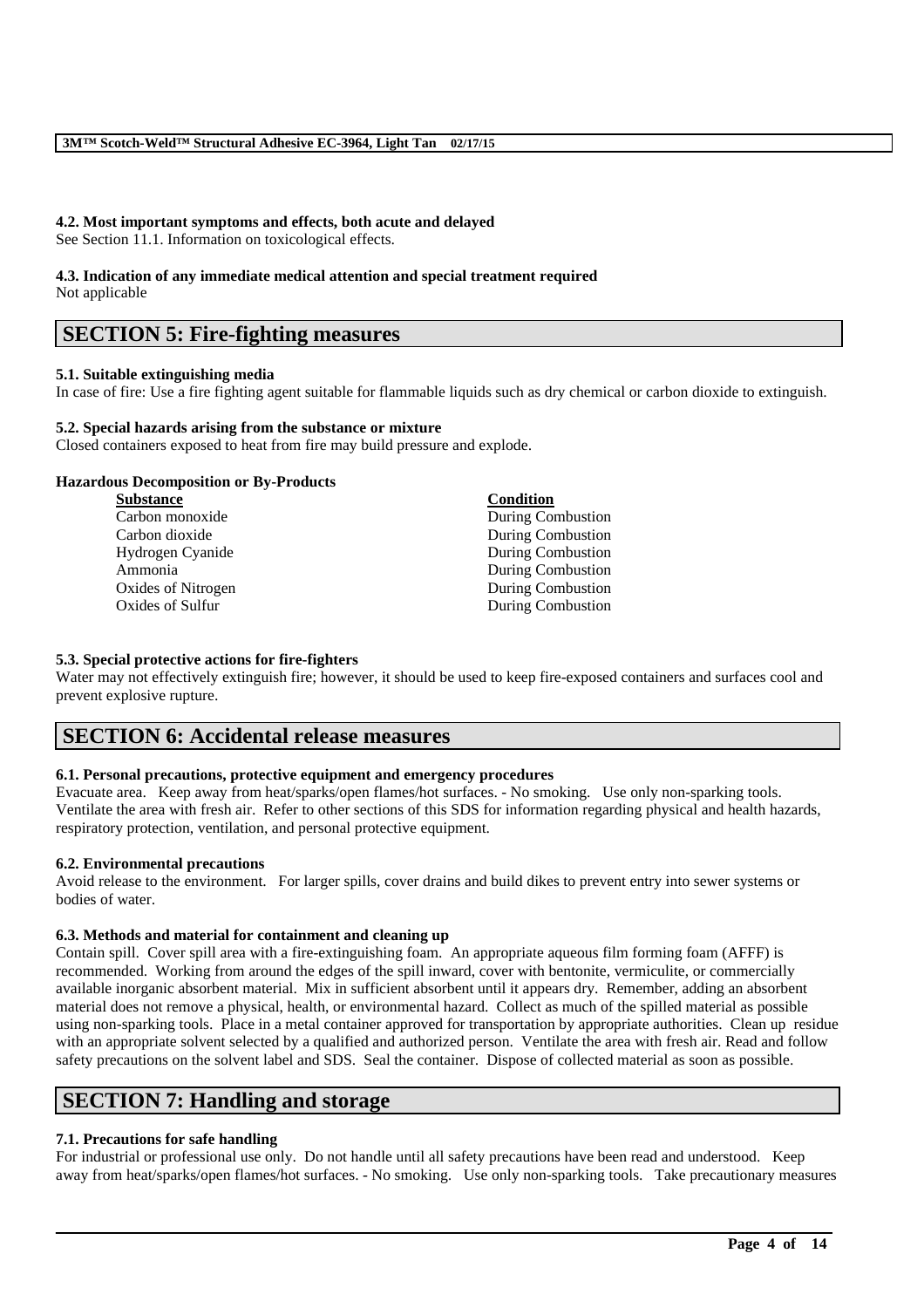#### 4.2. Most important symptoms and effects, both acute and delayed
See Section 11.1. Information on toxicological effects.

#### 4.3. Indication of any immediate medical attention and special treatment required
Not applicable

## SECTION 5: Fire-fighting measures

#### 5.1. Suitable extinguishing media
In case of fire: Use a fire fighting agent suitable for flammable liquids such as dry chemical or carbon dioxide to extinguish.

#### 5.2. Special hazards arising from the substance or mixture
Closed containers exposed to heat from fire may build pressure and explode.

**Hazardous Decomposition or By-Products**

| Substance | Condition |
|---|---|
| Carbon monoxide | During Combustion |
| Carbon dioxide | During Combustion |
| Hydrogen Cyanide | During Combustion |
| Ammonia | During Combustion |
| Oxides of Nitrogen | During Combustion |
| Oxides of Sulfur | During Combustion |

#### 5.3. Special protective actions for fire-fighters
Water may not effectively extinguish fire; however, it should be used to keep fire-exposed containers and surfaces cool and prevent explosive rupture.

## SECTION 6: Accidental release measures

#### 6.1. Personal precautions, protective equipment and emergency procedures
Evacuate area. Keep away from heat/sparks/open flames/hot surfaces. - No smoking. Use only non-sparking tools. Ventilate the area with fresh air. Refer to other sections of this SDS for information regarding physical and health hazards, respiratory protection, ventilation, and personal protective equipment.

#### 6.2. Environmental precautions
Avoid release to the environment. For larger spills, cover drains and build dikes to prevent entry into sewer systems or bodies of water.

#### 6.3. Methods and material for containment and cleaning up
Contain spill. Cover spill area with a fire-extinguishing foam. An appropriate aqueous film forming foam (AFFF) is recommended. Working from around the edges of the spill inward, cover with bentonite, vermiculite, or commercially available inorganic absorbent material. Mix in sufficient absorbent until it appears dry. Remember, adding an absorbent material does not remove a physical, health, or environmental hazard. Collect as much of the spilled material as possible using non-sparking tools. Place in a metal container approved for transportation by appropriate authorities. Clean up residue with an appropriate solvent selected by a qualified and authorized person. Ventilate the area with fresh air. Read and follow safety precautions on the solvent label and SDS. Seal the container. Dispose of collected material as soon as possible.

## SECTION 7: Handling and storage

#### 7.1. Precautions for safe handling
For industrial or professional use only. Do not handle until all safety precautions have been read and understood. Keep away from heat/sparks/open flames/hot surfaces. - No smoking. Use only non-sparking tools. Take precautionary measures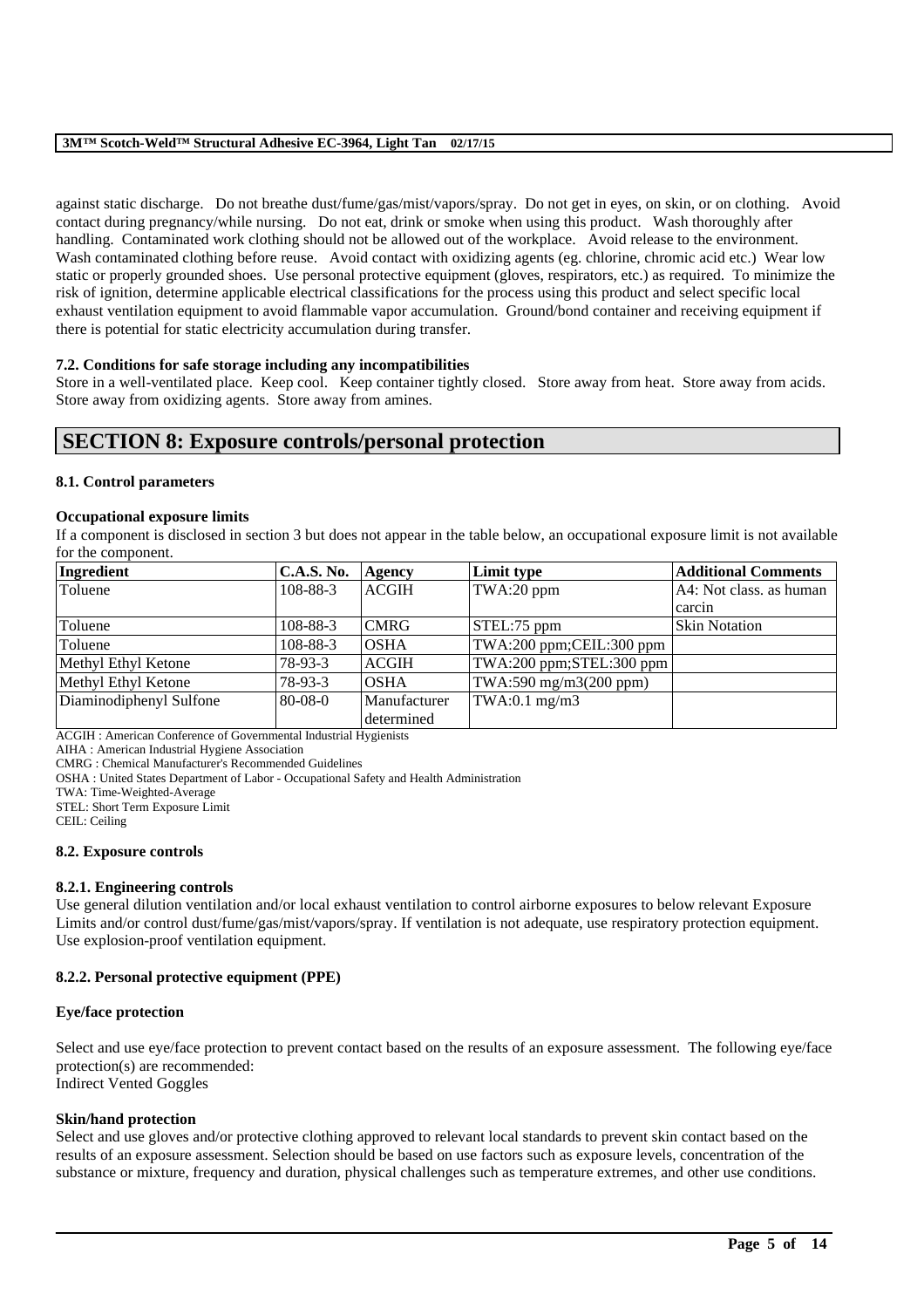against static discharge. Do not breathe dust/fume/gas/mist/vapors/spray. Do not get in eyes, on skin, or on clothing. Avoid contact during pregnancy/while nursing. Do not eat, drink or smoke when using this product. Wash thoroughly after handling. Contaminated work clothing should not be allowed out of the workplace. Avoid release to the environment. Wash contaminated clothing before reuse. Avoid contact with oxidizing agents (eg. chlorine, chromic acid etc.) Wear low static or properly grounded shoes. Use personal protective equipment (gloves, respirators, etc.) as required. To minimize the risk of ignition, determine applicable electrical classifications for the process using this product and select specific local exhaust ventilation equipment to avoid flammable vapor accumulation. Ground/bond container and receiving equipment if there is potential for static electricity accumulation during transfer.

### 7.2. Conditions for safe storage including any incompatibilities

Store in a well-ventilated place. Keep cool. Keep container tightly closed. Store away from heat. Store away from acids. Store away from oxidizing agents. Store away from amines.

## SECTION 8: Exposure controls/personal protection

### 8.1. Control parameters

#### Occupational exposure limits

If a component is disclosed in section 3 but does not appear in the table below, an occupational exposure limit is not available for the component.

| Ingredient | C.A.S. No. | Agency | Limit type | Additional Comments |
|---|---|---|---|---|
| Toluene | 108-88-3 | ACGIH | TWA:20 ppm | A4: Not class. as human carcin |
| Toluene | 108-88-3 | CMRG | STEL:75 ppm | Skin Notation |
| Toluene | 108-88-3 | OSHA | TWA:200 ppm;CEIL:300 ppm | |
| Methyl Ethyl Ketone | 78-93-3 | ACGIH | TWA:200 ppm;STEL:300 ppm | |
| Methyl Ethyl Ketone | 78-93-3 | OSHA | TWA:590 mg/m3(200 ppm) | |
| Diaminodiphenyl Sulfone | 80-08-0 | Manufacturer determined | TWA:0.1 mg/m3 | |

ACGIH : American Conference of Governmental Industrial Hygienists
AIHA : American Industrial Hygiene Association
CMRG : Chemical Manufacturer's Recommended Guidelines
OSHA : United States Department of Labor - Occupational Safety and Health Administration
TWA: Time-Weighted-Average
STEL: Short Term Exposure Limit
CEIL: Ceiling

### 8.2. Exposure controls

#### 8.2.1. Engineering controls

Use general dilution ventilation and/or local exhaust ventilation to control airborne exposures to below relevant Exposure Limits and/or control dust/fume/gas/mist/vapors/spray. If ventilation is not adequate, use respiratory protection equipment. Use explosion-proof ventilation equipment.

#### 8.2.2. Personal protective equipment (PPE)

**Eye/face protection**

Select and use eye/face protection to prevent contact based on the results of an exposure assessment. The following eye/face protection(s) are recommended:
Indirect Vented Goggles

**Skin/hand protection**

Select and use gloves and/or protective clothing approved to relevant local standards to prevent skin contact based on the results of an exposure assessment. Selection should be based on use factors such as exposure levels, concentration of the substance or mixture, frequency and duration, physical challenges such as temperature extremes, and other use conditions.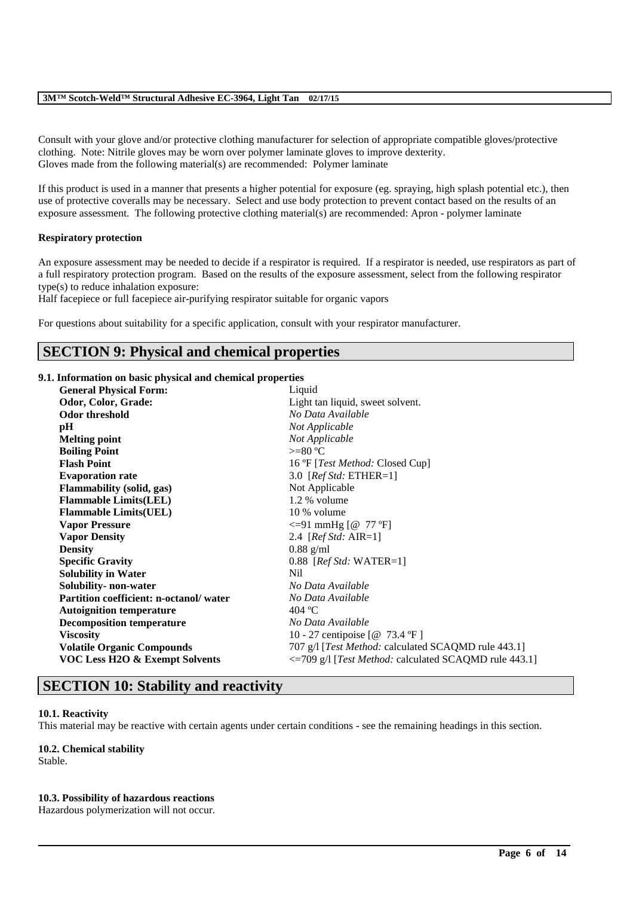Consult with your glove and/or protective clothing manufacturer for selection of appropriate compatible gloves/protective clothing. Note: Nitrile gloves may be worn over polymer laminate gloves to improve dexterity.
Gloves made from the following material(s) are recommended: Polymer laminate

If this product is used in a manner that presents a higher potential for exposure (eg. spraying, high splash potential etc.), then use of protective coveralls may be necessary. Select and use body protection to prevent contact based on the results of an exposure assessment. The following protective clothing material(s) are recommended: Apron - polymer laminate

**Respiratory protection**

An exposure assessment may be needed to decide if a respirator is required. If a respirator is needed, use respirators as part of a full respiratory protection program. Based on the results of the exposure assessment, select from the following respirator type(s) to reduce inhalation exposure:
Half facepiece or full facepiece air-purifying respirator suitable for organic vapors

For questions about suitability for a specific application, consult with your respirator manufacturer.

## SECTION 9: Physical and chemical properties

### 9.1. Information on basic physical and chemical properties

| | |
|---|---|
| **General Physical Form:** | Liquid |
| **Odor, Color, Grade:** | Light tan liquid, sweet solvent. |
| **Odor threshold** | *No Data Available* |
| **pH** | *Not Applicable* |
| **Melting point** | *Not Applicable* |
| **Boiling Point** | >=80 ºC |
| **Flash Point** | 16 ºF [*Test Method:* Closed Cup] |
| **Evaporation rate** | 3.0 [*Ref Std:* ETHER=1] |
| **Flammability (solid, gas)** | Not Applicable |
| **Flammable Limits(LEL)** | 1.2 % volume |
| **Flammable Limits(UEL)** | 10 % volume |
| **Vapor Pressure** | <=91 mmHg [@ 77 ºF] |
| **Vapor Density** | 2.4 [*Ref Std:* AIR=1] |
| **Density** | 0.88 g/ml |
| **Specific Gravity** | 0.88 [*Ref Std:* WATER=1] |
| **Solubility in Water** | Nil |
| **Solubility- non-water** | *No Data Available* |
| **Partition coefficient: n-octanol/ water** | *No Data Available* |
| **Autoignition temperature** | 404 ºC |
| **Decomposition temperature** | *No Data Available* |
| **Viscosity** | 10 - 27 centipoise [@ 73.4 ºF ] |
| **Volatile Organic Compounds** | 707 g/l [*Test Method:* calculated SCAQMD rule 443.1] |
| **VOC Less H2O & Exempt Solvents** | <=709 g/l [*Test Method:* calculated SCAQMD rule 443.1] |

## SECTION 10: Stability and reactivity

**10.1. Reactivity**
This material may be reactive with certain agents under certain conditions - see the remaining headings in this section.

**10.2. Chemical stability**
Stable.

**10.3. Possibility of hazardous reactions**
Hazardous polymerization will not occur.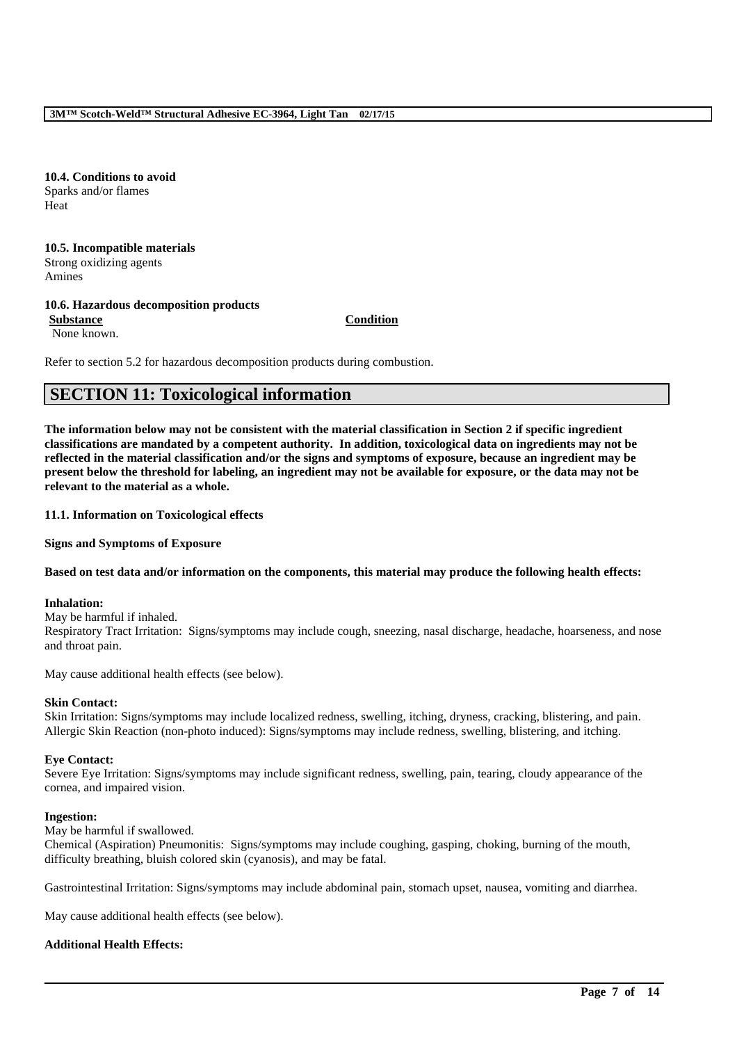**10.4. Conditions to avoid**
Sparks and/or flames
Heat

**10.5. Incompatible materials**
Strong oxidizing agents
Amines

**10.6. Hazardous decomposition products**

| Substance | Condition |
| --- | --- |
| None known. | |

Refer to section 5.2 for hazardous decomposition products during combustion.

## SECTION 11: Toxicological information

**The information below may not be consistent with the material classification in Section 2 if specific ingredient classifications are mandated by a competent authority. In addition, toxicological data on ingredients may not be reflected in the material classification and/or the signs and symptoms of exposure, because an ingredient may be present below the threshold for labeling, an ingredient may not be available for exposure, or the data may not be relevant to the material as a whole.**

**11.1. Information on Toxicological effects**

**Signs and Symptoms of Exposure**

**Based on test data and/or information on the components, this material may produce the following health effects:**

**Inhalation:**
May be harmful if inhaled.
Respiratory Tract Irritation: Signs/symptoms may include cough, sneezing, nasal discharge, headache, hoarseness, and nose and throat pain.

May cause additional health effects (see below).

**Skin Contact:**
Skin Irritation: Signs/symptoms may include localized redness, swelling, itching, dryness, cracking, blistering, and pain.
Allergic Skin Reaction (non-photo induced): Signs/symptoms may include redness, swelling, blistering, and itching.

**Eye Contact:**
Severe Eye Irritation: Signs/symptoms may include significant redness, swelling, pain, tearing, cloudy appearance of the cornea, and impaired vision.

**Ingestion:**
May be harmful if swallowed.
Chemical (Aspiration) Pneumonitis: Signs/symptoms may include coughing, gasping, choking, burning of the mouth, difficulty breathing, bluish colored skin (cyanosis), and may be fatal.

Gastrointestinal Irritation: Signs/symptoms may include abdominal pain, stomach upset, nausea, vomiting and diarrhea.

May cause additional health effects (see below).

**Additional Health Effects:**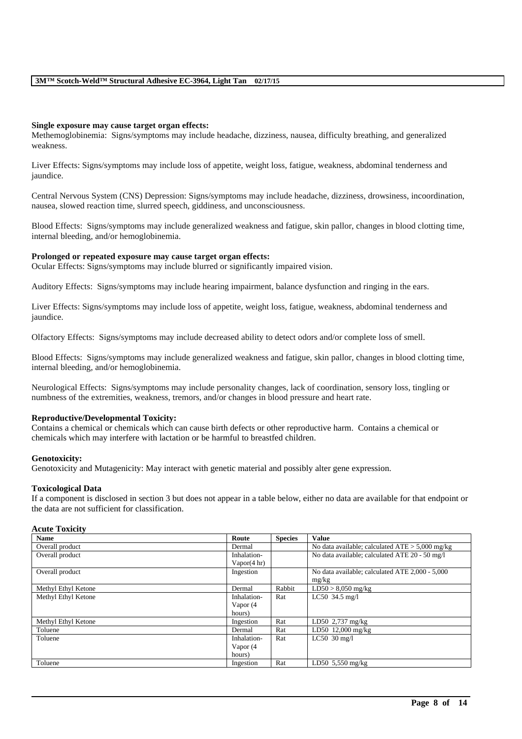**Single exposure may cause target organ effects:**

Methemoglobinemia: Signs/symptoms may include headache, dizziness, nausea, difficulty breathing, and generalized weakness.

Liver Effects: Signs/symptoms may include loss of appetite, weight loss, fatigue, weakness, abdominal tenderness and jaundice.

Central Nervous System (CNS) Depression: Signs/symptoms may include headache, dizziness, drowsiness, incoordination, nausea, slowed reaction time, slurred speech, giddiness, and unconsciousness.

Blood Effects: Signs/symptoms may include generalized weakness and fatigue, skin pallor, changes in blood clotting time, internal bleeding, and/or hemoglobinemia.

**Prolonged or repeated exposure may cause target organ effects:**

Ocular Effects: Signs/symptoms may include blurred or significantly impaired vision.

Auditory Effects: Signs/symptoms may include hearing impairment, balance dysfunction and ringing in the ears.

Liver Effects: Signs/symptoms may include loss of appetite, weight loss, fatigue, weakness, abdominal tenderness and jaundice.

Olfactory Effects: Signs/symptoms may include decreased ability to detect odors and/or complete loss of smell.

Blood Effects: Signs/symptoms may include generalized weakness and fatigue, skin pallor, changes in blood clotting time, internal bleeding, and/or hemoglobinemia.

Neurological Effects: Signs/symptoms may include personality changes, lack of coordination, sensory loss, tingling or numbness of the extremities, weakness, tremors, and/or changes in blood pressure and heart rate.

**Reproductive/Developmental Toxicity:**

Contains a chemical or chemicals which can cause birth defects or other reproductive harm. Contains a chemical or chemicals which may interfere with lactation or be harmful to breastfed children.

**Genotoxicity:**

Genotoxicity and Mutagenicity: May interact with genetic material and possibly alter gene expression.

**Toxicological Data**

If a component is disclosed in section 3 but does not appear in a table below, either no data are available for that endpoint or the data are not sufficient for classification.

**Acute Toxicity**

| Name | Route | Species | Value |
|---|---|---|---|
| Overall product | Dermal | | No data available; calculated ATE > 5,000 mg/kg |
| Overall product | Inhalation-Vapor(4 hr) | | No data available; calculated ATE 20 - 50 mg/l |
| Overall product | Ingestion | | No data available; calculated ATE 2,000 - 5,000 mg/kg |
| Methyl Ethyl Ketone | Dermal | Rabbit | LD50 > 8,050 mg/kg |
| Methyl Ethyl Ketone | Inhalation-Vapor (4 hours) | Rat | LC50 34.5 mg/l |
| Methyl Ethyl Ketone | Ingestion | Rat | LD50 2,737 mg/kg |
| Toluene | Dermal | Rat | LD50 12,000 mg/kg |
| Toluene | Inhalation-Vapor (4 hours) | Rat | LC50 30 mg/l |
| Toluene | Ingestion | Rat | LD50 5,550 mg/kg |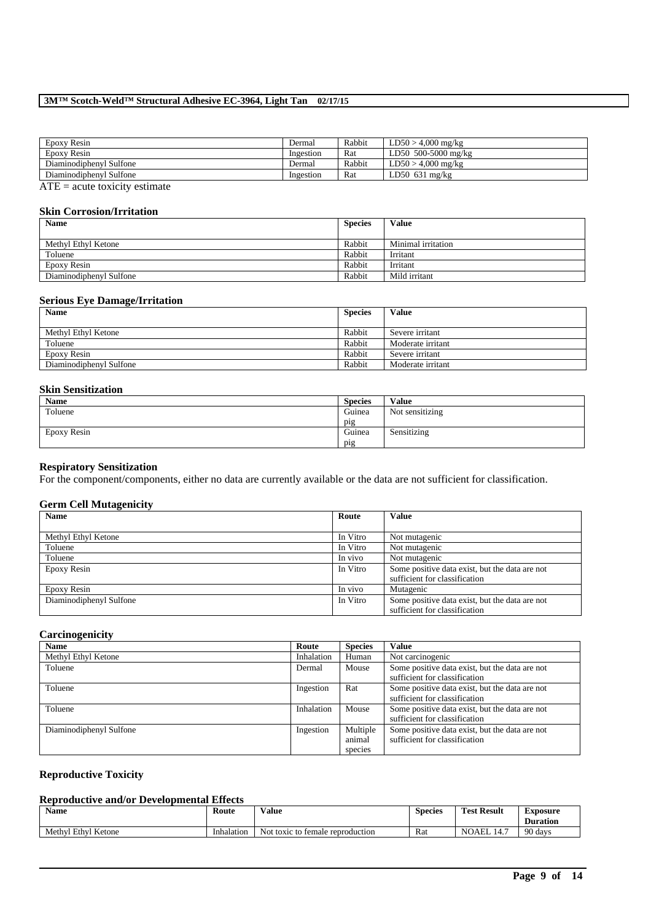| Epoxy Resin | Dermal | Rabbit | LD50 > 4,000 mg/kg |
|---|---|---|---|
| Epoxy Resin | Ingestion | Rat | LD50 500-5000 mg/kg |
| Diaminodiphenyl Sulfone | Dermal | Rabbit | LD50 > 4,000 mg/kg |
| Diaminodiphenyl Sulfone | Ingestion | Rat | LD50 631 mg/kg |

ATE = acute toxicity estimate

**Skin Corrosion/Irritation**

| Name | Species | Value |
|---|---|---|
| Methyl Ethyl Ketone | Rabbit | Minimal irritation |
| Toluene | Rabbit | Irritant |
| Epoxy Resin | Rabbit | Irritant |
| Diaminodiphenyl Sulfone | Rabbit | Mild irritant |

**Serious Eye Damage/Irritation**

| Name | Species | Value |
|---|---|---|
| Methyl Ethyl Ketone | Rabbit | Severe irritant |
| Toluene | Rabbit | Moderate irritant |
| Epoxy Resin | Rabbit | Severe irritant |
| Diaminodiphenyl Sulfone | Rabbit | Moderate irritant |

**Skin Sensitization**

| Name | Species | Value |
|---|---|---|
| Toluene | Guinea pig | Not sensitizing |
| Epoxy Resin | Guinea pig | Sensitizing |

**Respiratory Sensitization**

For the component/components, either no data are currently available or the data are not sufficient for classification.

**Germ Cell Mutagenicity**

| Name | Route | Value |
|---|---|---|
| Methyl Ethyl Ketone | In Vitro | Not mutagenic |
| Toluene | In Vitro | Not mutagenic |
| Toluene | In vivo | Not mutagenic |
| Epoxy Resin | In Vitro | Some positive data exist, but the data are not sufficient for classification |
| Epoxy Resin | In vivo | Mutagenic |
| Diaminodiphenyl Sulfone | In Vitro | Some positive data exist, but the data are not sufficient for classification |

**Carcinogenicity**

| Name | Route | Species | Value |
|---|---|---|---|
| Methyl Ethyl Ketone | Inhalation | Human | Not carcinogenic |
| Toluene | Dermal | Mouse | Some positive data exist, but the data are not sufficient for classification |
| Toluene | Ingestion | Rat | Some positive data exist, but the data are not sufficient for classification |
| Toluene | Inhalation | Mouse | Some positive data exist, but the data are not sufficient for classification |
| Diaminodiphenyl Sulfone | Ingestion | Multiple animal species | Some positive data exist, but the data are not sufficient for classification |

**Reproductive Toxicity**

**Reproductive and/or Developmental Effects**

| Name | Route | Value | Species | Test Result | Exposure Duration |
|---|---|---|---|---|---|
| Methyl Ethyl Ketone | Inhalation | Not toxic to female reproduction | Rat | NOAEL 14.7 | 90 days |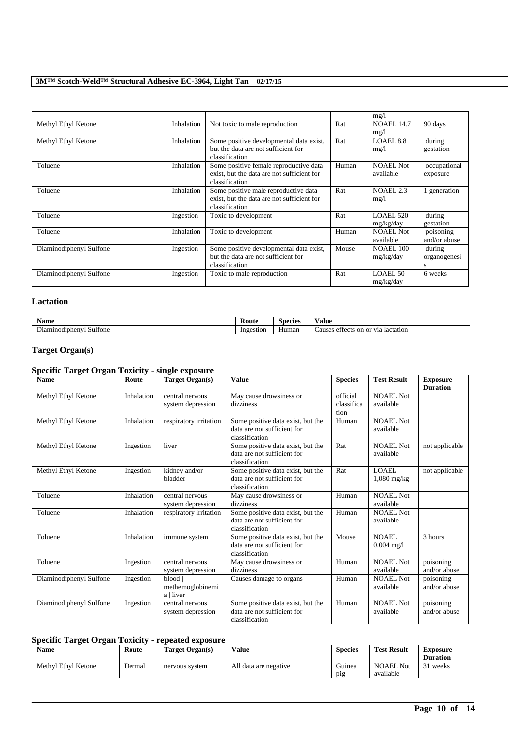| | | | | mg/l | |
|---|---|---|---|---|---|
| Methyl Ethyl Ketone | Inhalation | Not toxic to male reproduction | Rat | NOAEL 14.7 mg/l | 90 days |
| Methyl Ethyl Ketone | Inhalation | Some positive developmental data exist, but the data are not sufficient for classification | Rat | LOAEL 8.8 mg/l | during gestation |
| Toluene | Inhalation | Some positive female reproductive data exist, but the data are not sufficient for classification | Human | NOAEL Not available | occupational exposure |
| Toluene | Inhalation | Some positive male reproductive data exist, but the data are not sufficient for classification | Rat | NOAEL 2.3 mg/l | 1 generation |
| Toluene | Ingestion | Toxic to development | Rat | LOAEL 520 mg/kg/day | during gestation |
| Toluene | Inhalation | Toxic to development | Human | NOAEL Not available | poisoning and/or abuse |
| Diaminodiphenyl Sulfone | Ingestion | Some positive developmental data exist, but the data are not sufficient for classification | Mouse | NOAEL 100 mg/kg/day | during organogenesis |
| Diaminodiphenyl Sulfone | Ingestion | Toxic to male reproduction | Rat | LOAEL 50 mg/kg/day | 6 weeks |

### Lactation

| Name | Route | Species | Value |
|---|---|---|---|
| Diaminodiphenyl Sulfone | Ingestion | Human | Causes effects on or via lactation |

### Target Organ(s)

#### Specific Target Organ Toxicity - single exposure

| Name | Route | Target Organ(s) | Value | Species | Test Result | Exposure Duration |
|---|---|---|---|---|---|---|
| Methyl Ethyl Ketone | Inhalation | central nervous system depression | May cause drowsiness or dizziness | official classification | NOAEL Not available | |
| Methyl Ethyl Ketone | Inhalation | respiratory irritation | Some positive data exist, but the data are not sufficient for classification | Human | NOAEL Not available | |
| Methyl Ethyl Ketone | Ingestion | liver | Some positive data exist, but the data are not sufficient for classification | Rat | NOAEL Not available | not applicable |
| Methyl Ethyl Ketone | Ingestion | kidney and/or bladder | Some positive data exist, but the data are not sufficient for classification | Rat | LOAEL 1,080 mg/kg | not applicable |
| Toluene | Inhalation | central nervous system depression | May cause drowsiness or dizziness | Human | NOAEL Not available | |
| Toluene | Inhalation | respiratory irritation | Some positive data exist, but the data are not sufficient for classification | Human | NOAEL Not available | |
| Toluene | Inhalation | immune system | Some positive data exist, but the data are not sufficient for classification | Mouse | NOAEL 0.004 mg/l | 3 hours |
| Toluene | Ingestion | central nervous system depression | May cause drowsiness or dizziness | Human | NOAEL Not available | poisoning and/or abuse |
| Diaminodiphenyl Sulfone | Ingestion | blood \| methemoglobinemia \| liver | Causes damage to organs | Human | NOAEL Not available | poisoning and/or abuse |
| Diaminodiphenyl Sulfone | Ingestion | central nervous system depression | Some positive data exist, but the data are not sufficient for classification | Human | NOAEL Not available | poisoning and/or abuse |

#### Specific Target Organ Toxicity - repeated exposure

| Name | Route | Target Organ(s) | Value | Species | Test Result | Exposure Duration |
|---|---|---|---|---|---|---|
| Methyl Ethyl Ketone | Dermal | nervous system | All data are negative | Guinea pig | NOAEL Not available | 31 weeks |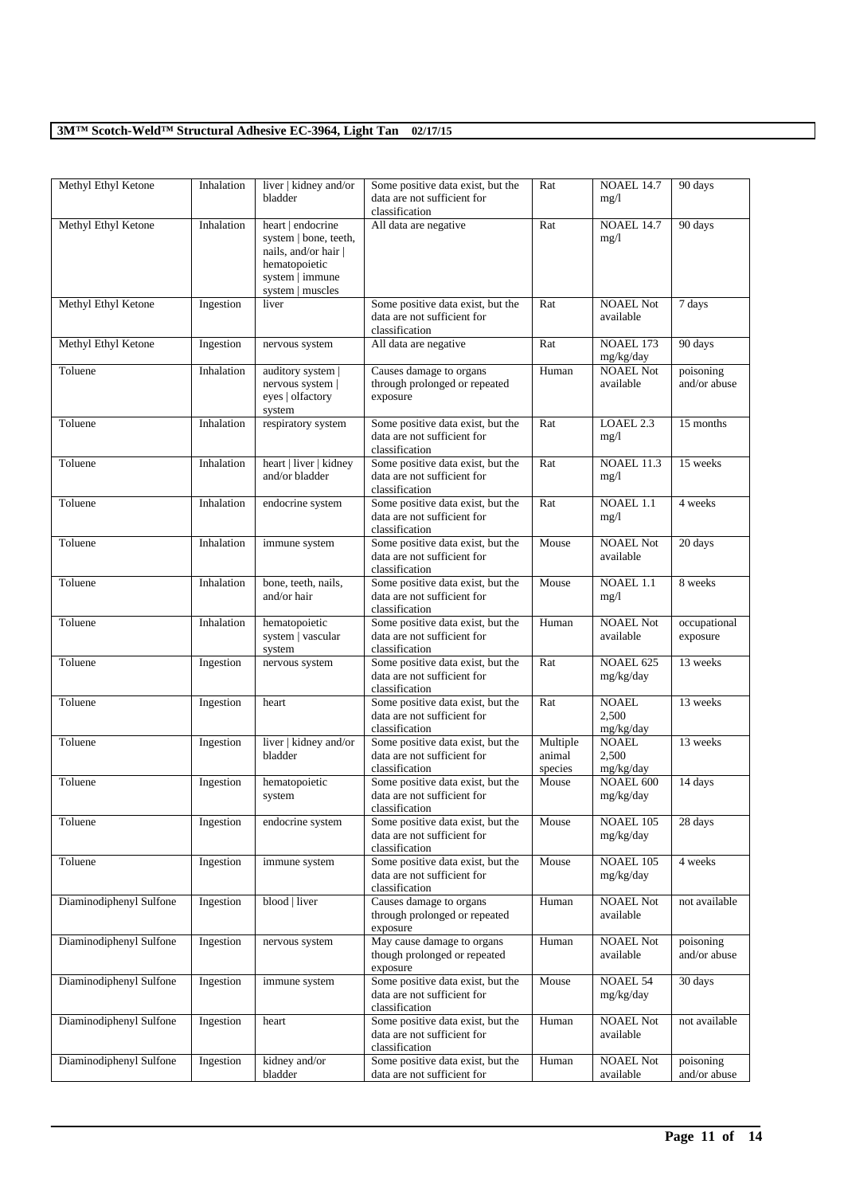| Methyl Ethyl Ketone | Inhalation | liver \| kidney and/or bladder | Some positive data exist, but the data are not sufficient for classification | Rat | NOAEL 14.7 mg/l | 90 days |
|---|---|---|---|---|---|---|
| Methyl Ethyl Ketone | Inhalation | heart \| endocrine system \| bone, teeth, nails, and/or hair \| hematopoietic system \| immune system \| muscles | All data are negative | Rat | NOAEL 14.7 mg/l | 90 days |
| Methyl Ethyl Ketone | Ingestion | liver | Some positive data exist, but the data are not sufficient for classification | Rat | NOAEL Not available | 7 days |
| Methyl Ethyl Ketone | Ingestion | nervous system | All data are negative | Rat | NOAEL 173 mg/kg/day | 90 days |
| Toluene | Inhalation | auditory system \| nervous system \| eyes \| olfactory system | Causes damage to organs through prolonged or repeated exposure | Human | NOAEL Not available | poisoning and/or abuse |
| Toluene | Inhalation | respiratory system | Some positive data exist, but the data are not sufficient for classification | Rat | LOAEL 2.3 mg/l | 15 months |
| Toluene | Inhalation | heart \| liver \| kidney and/or bladder | Some positive data exist, but the data are not sufficient for classification | Rat | NOAEL 11.3 mg/l | 15 weeks |
| Toluene | Inhalation | endocrine system | Some positive data exist, but the data are not sufficient for classification | Rat | NOAEL 1.1 mg/l | 4 weeks |
| Toluene | Inhalation | immune system | Some positive data exist, but the data are not sufficient for classification | Mouse | NOAEL Not available | 20 days |
| Toluene | Inhalation | bone, teeth, nails, and/or hair | Some positive data exist, but the data are not sufficient for classification | Mouse | NOAEL 1.1 mg/l | 8 weeks |
| Toluene | Inhalation | hematopoietic system \| vascular system | Some positive data exist, but the data are not sufficient for classification | Human | NOAEL Not available | occupational exposure |
| Toluene | Ingestion | nervous system | Some positive data exist, but the data are not sufficient for classification | Rat | NOAEL 625 mg/kg/day | 13 weeks |
| Toluene | Ingestion | heart | Some positive data exist, but the data are not sufficient for classification | Rat | NOAEL 2,500 mg/kg/day | 13 weeks |
| Toluene | Ingestion | liver \| kidney and/or bladder | Some positive data exist, but the data are not sufficient for classification | Multiple animal species | NOAEL 2,500 mg/kg/day | 13 weeks |
| Toluene | Ingestion | hematopoietic system | Some positive data exist, but the data are not sufficient for classification | Mouse | NOAEL 600 mg/kg/day | 14 days |
| Toluene | Ingestion | endocrine system | Some positive data exist, but the data are not sufficient for classification | Mouse | NOAEL 105 mg/kg/day | 28 days |
| Toluene | Ingestion | immune system | Some positive data exist, but the data are not sufficient for classification | Mouse | NOAEL 105 mg/kg/day | 4 weeks |
| Diaminodiphenyl Sulfone | Ingestion | blood \| liver | Causes damage to organs through prolonged or repeated exposure | Human | NOAEL Not available | not available |
| Diaminodiphenyl Sulfone | Ingestion | nervous system | May cause damage to organs though prolonged or repeated exposure | Human | NOAEL Not available | poisoning and/or abuse |
| Diaminodiphenyl Sulfone | Ingestion | immune system | Some positive data exist, but the data are not sufficient for classification | Mouse | NOAEL 54 mg/kg/day | 30 days |
| Diaminodiphenyl Sulfone | Ingestion | heart | Some positive data exist, but the data are not sufficient for classification | Human | NOAEL Not available | not available |
| Diaminodiphenyl Sulfone | Ingestion | kidney and/or bladder | Some positive data exist, but the data are not sufficient for | Human | NOAEL Not available | poisoning and/or abuse |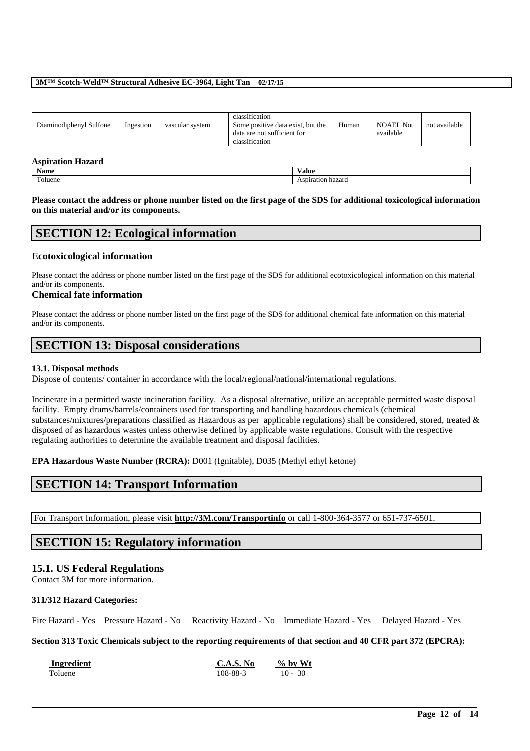| | | | classification | | | |
|---|---|---|---|---|---|---|
| Diaminodiphenyl Sulfone | Ingestion | vascular system | Some positive data exist, but the data are not sufficient for classification | Human | NOAEL Not available | not available |

**Aspiration Hazard**

| Name | Value |
|---|---|
| Toluene | Aspiration hazard |

**Please contact the address or phone number listed on the first page of the SDS for additional toxicological information on this material and/or its components.**

# SECTION 12: Ecological information

### Ecotoxicological information

Please contact the address or phone number listed on the first page of the SDS for additional ecotoxicological information on this material and/or its components.

### Chemical fate information

Please contact the address or phone number listed on the first page of the SDS for additional chemical fate information on this material and/or its components.

# SECTION 13: Disposal considerations

**13.1. Disposal methods**

Dispose of contents/ container in accordance with the local/regional/national/international regulations.

Incinerate in a permitted waste incineration facility. As a disposal alternative, utilize an acceptable permitted waste disposal facility. Empty drums/barrels/containers used for transporting and handling hazardous chemicals (chemical substances/mixtures/preparations classified as Hazardous as per applicable regulations) shall be considered, stored, treated & disposed of as hazardous wastes unless otherwise defined by applicable waste regulations. Consult with the respective regulating authorities to determine the available treatment and disposal facilities.

**EPA Hazardous Waste Number (RCRA):** D001 (Ignitable), D035 (Methyl ethyl ketone)

# SECTION 14: Transport Information

For Transport Information, please visit **http://3M.com/Transportinfo** or call 1-800-364-3577 or 651-737-6501.

# SECTION 15: Regulatory information

## 15.1. US Federal Regulations

Contact 3M for more information.

**311/312 Hazard Categories:**

Fire Hazard - Yes Pressure Hazard - No Reactivity Hazard - No Immediate Hazard - Yes Delayed Hazard - Yes

**Section 313 Toxic Chemicals subject to the reporting requirements of that section and 40 CFR part 372 (EPCRA):**

| Ingredient | C.A.S. No | % by Wt |
|---|---|---|
| Toluene | 108-88-3 | 10 - 30 |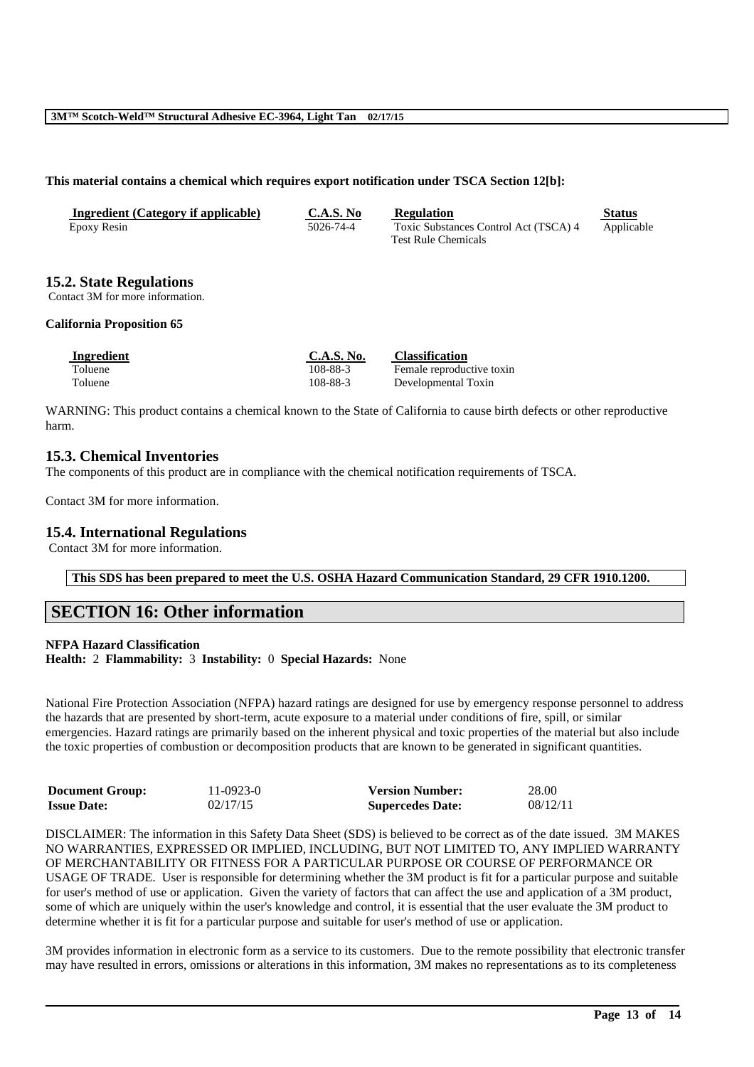**This material contains a chemical which requires export notification under TSCA Section 12[b]:**

| Ingredient (Category if applicable) | C.A.S. No | Regulation | Status |
|---|---|---|---|
| Epoxy Resin | 5026-74-4 | Toxic Substances Control Act (TSCA) 4 Test Rule Chemicals | Applicable |

## 15.2. State Regulations

Contact 3M for more information.

**California Proposition 65**

| Ingredient | C.A.S. No. | Classification |
|---|---|---|
| Toluene | 108-88-3 | Female reproductive toxin |
| Toluene | 108-88-3 | Developmental Toxin |

WARNING: This product contains a chemical known to the State of California to cause birth defects or other reproductive harm.

## 15.3. Chemical Inventories

The components of this product are in compliance with the chemical notification requirements of TSCA.

Contact 3M for more information.

## 15.4. International Regulations

Contact 3M for more information.

**This SDS has been prepared to meet the U.S. OSHA Hazard Communication Standard, 29 CFR 1910.1200.**

# SECTION 16: Other information

**NFPA Hazard Classification**
**Health:** 2 **Flammability:** 3 **Instability:** 0 **Special Hazards:** None

National Fire Protection Association (NFPA) hazard ratings are designed for use by emergency response personnel to address the hazards that are presented by short-term, acute exposure to a material under conditions of fire, spill, or similar emergencies. Hazard ratings are primarily based on the inherent physical and toxic properties of the material but also include the toxic properties of combustion or decomposition products that are known to be generated in significant quantities.

| | | | |
|---|---|---|---|
| **Document Group:** | 11-0923-0 | **Version Number:** | 28.00 |
| **Issue Date:** | 02/17/15 | **Supercedes Date:** | 08/12/11 |

DISCLAIMER: The information in this Safety Data Sheet (SDS) is believed to be correct as of the date issued. 3M MAKES NO WARRANTIES, EXPRESSED OR IMPLIED, INCLUDING, BUT NOT LIMITED TO, ANY IMPLIED WARRANTY OF MERCHANTABILITY OR FITNESS FOR A PARTICULAR PURPOSE OR COURSE OF PERFORMANCE OR USAGE OF TRADE. User is responsible for determining whether the 3M product is fit for a particular purpose and suitable for user's method of use or application. Given the variety of factors that can affect the use and application of a 3M product, some of which are uniquely within the user's knowledge and control, it is essential that the user evaluate the 3M product to determine whether it is fit for a particular purpose and suitable for user's method of use or application.

3M provides information in electronic form as a service to its customers. Due to the remote possibility that electronic transfer may have resulted in errors, omissions or alterations in this information, 3M makes no representations as to its completeness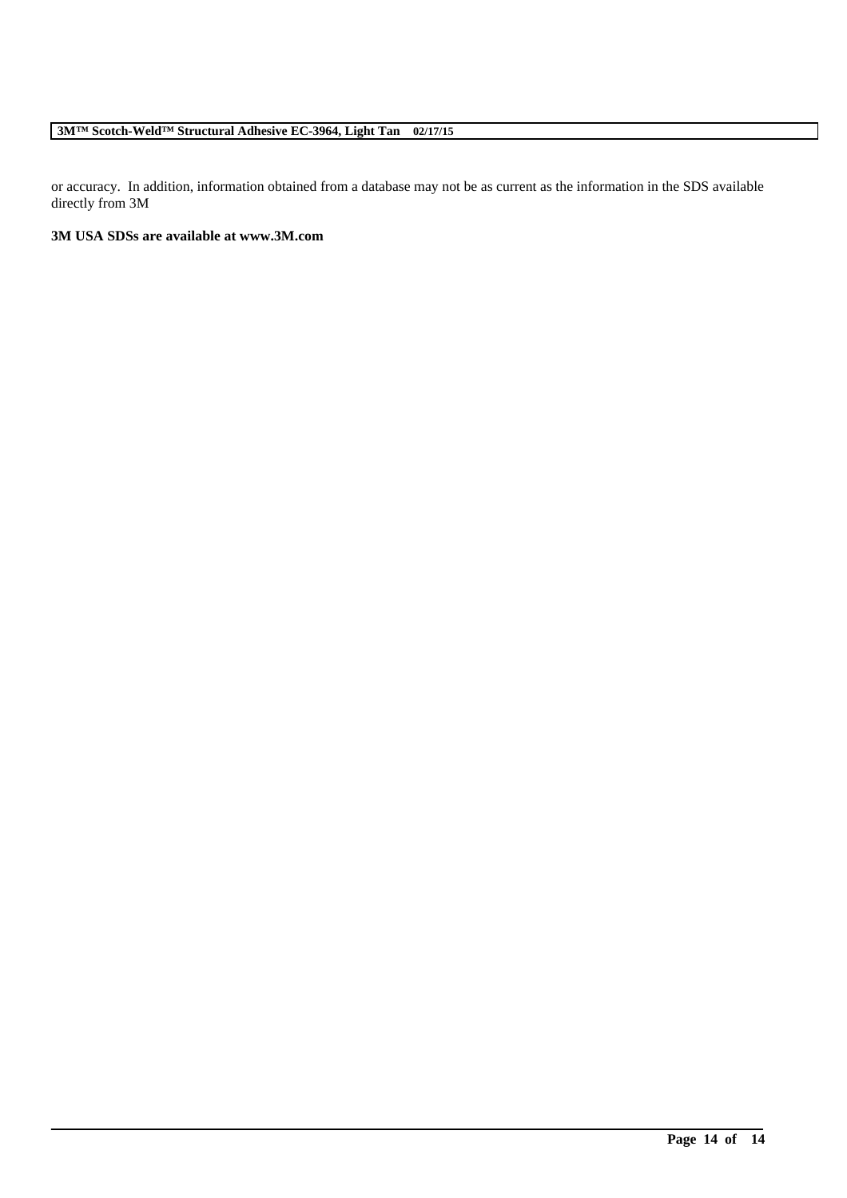or accuracy. In addition, information obtained from a database may not be as current as the information in the SDS available directly from 3M

**3M USA SDSs are available at www.3M.com**